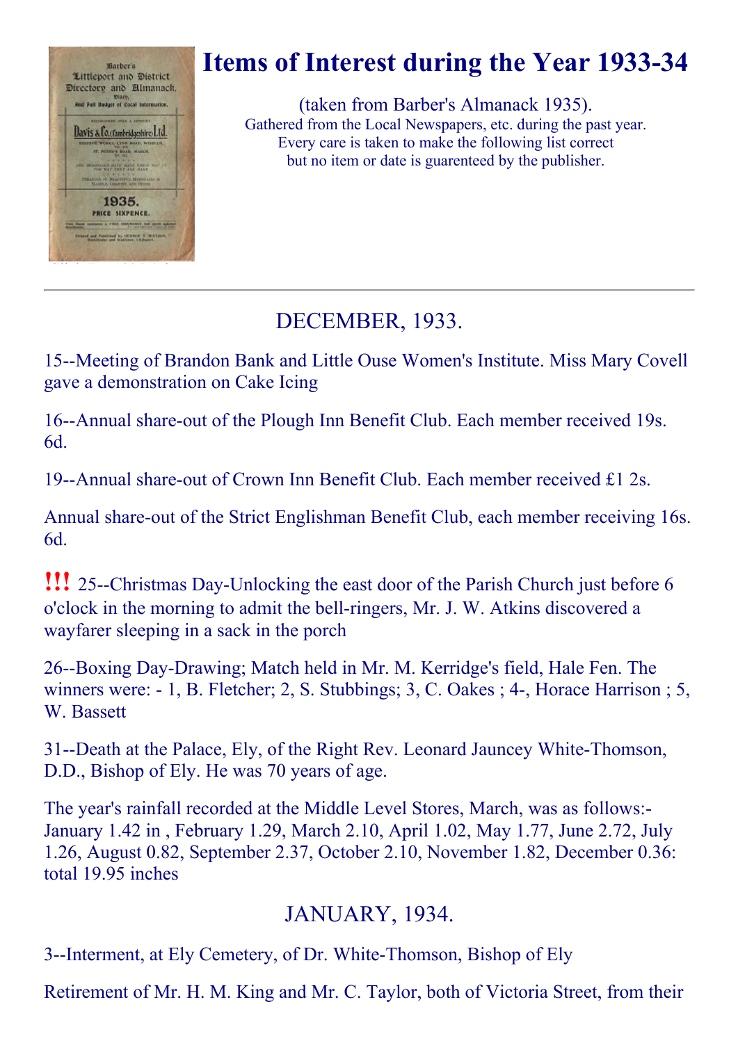# Items of Interest during the Year 1933-34

(taken from Barber's Almanack 1935).
Gathered from the Local Newspapers, etc. during the past year.
Every care is taken to make the following list correct
but no item or date is guarenteed by the publisher.

---

## DECEMBER, 1933.

15--Meeting of Brandon Bank and Little Ouse Women's Institute. Miss Mary Covell gave a demonstration on Cake Icing

16--Annual share-out of the Plough Inn Benefit Club. Each member received 19s. 6d.

19--Annual share-out of Crown Inn Benefit Club. Each member received £1 2s.

Annual share-out of the Strict Englishman Benefit Club, each member receiving 16s. 6d.

!!! 25--Christmas Day-Unlocking the east door of the Parish Church just before 6 o'clock in the morning to admit the bell-ringers, Mr. J. W. Atkins discovered a wayfarer sleeping in a sack in the porch

26--Boxing Day-Drawing; Match held in Mr. M. Kerridge's field, Hale Fen. The winners were: - 1, B. Fletcher; 2, S. Stubbings; 3, C. Oakes ; 4-, Horace Harrison ; 5, W. Bassett

31--Death at the Palace, Ely, of the Right Rev. Leonard Jauncey White-Thomson, D.D., Bishop of Ely. He was 70 years of age.

The year's rainfall recorded at the Middle Level Stores, March, was as follows:- January 1.42 in , February 1.29, March 2.10, April 1.02, May 1.77, June 2.72, July 1.26, August 0.82, September 2.37, October 2.10, November 1.82, December 0.36: total 19.95 inches

## JANUARY, 1934.

3--Interment, at Ely Cemetery, of Dr. White-Thomson, Bishop of Ely

Retirement of Mr. H. M. King and Mr. C. Taylor, both of Victoria Street, from their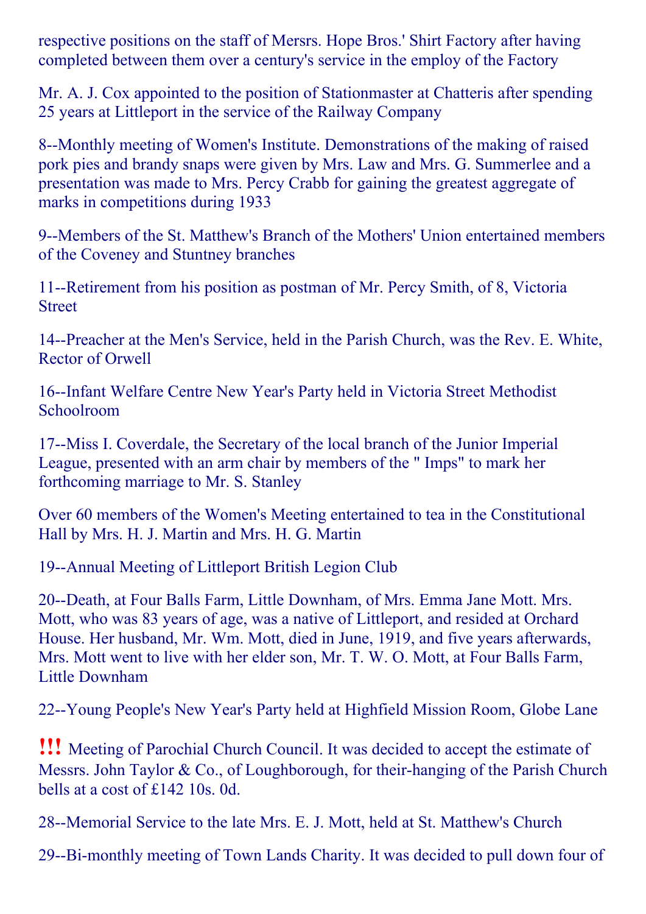respective positions on the staff of Mersrs. Hope Bros.' Shirt Factory after having completed between them over a century's service in the employ of the Factory

Mr. A. J. Cox appointed to the position of Stationmaster at Chatteris after spending 25 years at Littleport in the service of the Railway Company

8--Monthly meeting of Women's Institute. Demonstrations of the making of raised pork pies and brandy snaps were given by Mrs. Law and Mrs. G. Summerlee and a presentation was made to Mrs. Percy Crabb for gaining the greatest aggregate of marks in competitions during 1933

9--Members of the St. Matthew's Branch of the Mothers' Union entertained members of the Coveney and Stuntney branches

11--Retirement from his position as postman of Mr. Percy Smith, of 8, Victoria Street

14--Preacher at the Men's Service, held in the Parish Church, was the Rev. E. White, Rector of Orwell

16--Infant Welfare Centre New Year's Party held in Victoria Street Methodist Schoolroom

17--Miss I. Coverdale, the Secretary of the local branch of the Junior Imperial League, presented with an arm chair by members of the " Imps" to mark her forthcoming marriage to Mr. S. Stanley

Over 60 members of the Women's Meeting entertained to tea in the Constitutional Hall by Mrs. H. J. Martin and Mrs. H. G. Martin

19--Annual Meeting of Littleport British Legion Club

20--Death, at Four Balls Farm, Little Downham, of Mrs. Emma Jane Mott. Mrs. Mott, who was 83 years of age, was a native of Littleport, and resided at Orchard House. Her husband, Mr. Wm. Mott, died in June, 1919, and five years afterwards, Mrs. Mott went to live with her elder son, Mr. T. W. O. Mott, at Four Balls Farm, Little Downham

22--Young People's New Year's Party held at Highfield Mission Room, Globe Lane

**!!!** Meeting of Parochial Church Council. It was decided to accept the estimate of Messrs. John Taylor & Co., of Loughborough, for their-hanging of the Parish Church bells at a cost of £142 10s. 0d.

28--Memorial Service to the late Mrs. E. J. Mott, held at St. Matthew's Church

29--Bi-monthly meeting of Town Lands Charity. It was decided to pull down four of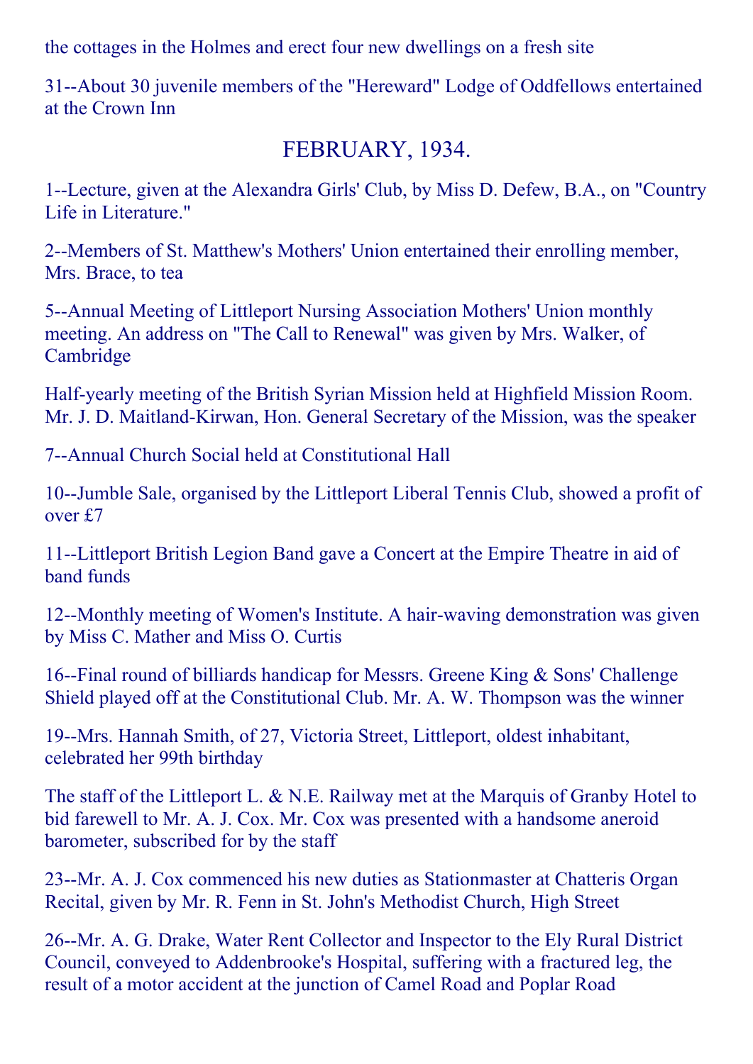the cottages in the Holmes and erect four new dwellings on a fresh site

31--About 30 juvenile members of the "Hereward" Lodge of Oddfellows entertained at the Crown Inn

## FEBRUARY, 1934.

1--Lecture, given at the Alexandra Girls' Club, by Miss D. Defew, B.A., on "Country Life in Literature."

2--Members of St. Matthew's Mothers' Union entertained their enrolling member, Mrs. Brace, to tea

5--Annual Meeting of Littleport Nursing Association Mothers' Union monthly meeting. An address on "The Call to Renewal" was given by Mrs. Walker, of Cambridge

Half-yearly meeting of the British Syrian Mission held at Highfield Mission Room. Mr. J. D. Maitland-Kirwan, Hon. General Secretary of the Mission, was the speaker

7--Annual Church Social held at Constitutional Hall

10--Jumble Sale, organised by the Littleport Liberal Tennis Club, showed a profit of over £7

11--Littleport British Legion Band gave a Concert at the Empire Theatre in aid of band funds

12--Monthly meeting of Women's Institute. A hair-waving demonstration was given by Miss C. Mather and Miss O. Curtis

16--Final round of billiards handicap for Messrs. Greene King & Sons' Challenge Shield played off at the Constitutional Club. Mr. A. W. Thompson was the winner

19--Mrs. Hannah Smith, of 27, Victoria Street, Littleport, oldest inhabitant, celebrated her 99th birthday

The staff of the Littleport L. & N.E. Railway met at the Marquis of Granby Hotel to bid farewell to Mr. A. J. Cox. Mr. Cox was presented with a handsome aneroid barometer, subscribed for by the staff

23--Mr. A. J. Cox commenced his new duties as Stationmaster at Chatteris Organ Recital, given by Mr. R. Fenn in St. John's Methodist Church, High Street

26--Mr. A. G. Drake, Water Rent Collector and Inspector to the Ely Rural District Council, conveyed to Addenbrooke's Hospital, suffering with a fractured leg, the result of a motor accident at the junction of Camel Road and Poplar Road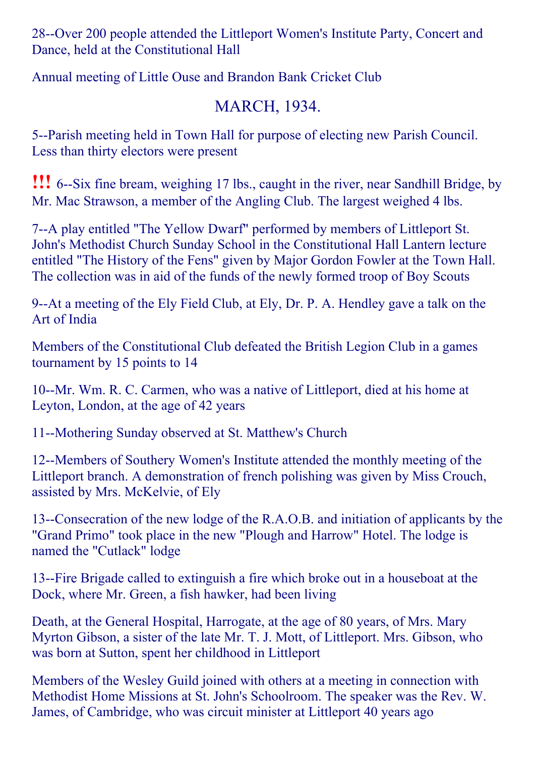28--Over 200 people attended the Littleport Women's Institute Party, Concert and Dance, held at the Constitutional Hall

Annual meeting of Little Ouse and Brandon Bank Cricket Club

## MARCH, 1934.

5--Parish meeting held in Town Hall for purpose of electing new Parish Council. Less than thirty electors were present

**!!!** 6--Six fine bream, weighing 17 lbs., caught in the river, near Sandhill Bridge, by Mr. Mac Strawson, a member of the Angling Club. The largest weighed 4 lbs.

7--A play entitled "The Yellow Dwarf" performed by members of Littleport St. John's Methodist Church Sunday School in the Constitutional Hall Lantern lecture entitled "The History of the Fens" given by Major Gordon Fowler at the Town Hall. The collection was in aid of the funds of the newly formed troop of Boy Scouts

9--At a meeting of the Ely Field Club, at Ely, Dr. P. A. Hendley gave a talk on the Art of India

Members of the Constitutional Club defeated the British Legion Club in a games tournament by 15 points to 14

10--Mr. Wm. R. C. Carmen, who was a native of Littleport, died at his home at Leyton, London, at the age of 42 years

11--Mothering Sunday observed at St. Matthew's Church

12--Members of Southery Women's Institute attended the monthly meeting of the Littleport branch. A demonstration of french polishing was given by Miss Crouch, assisted by Mrs. McKelvie, of Ely

13--Consecration of the new lodge of the R.A.O.B. and initiation of applicants by the "Grand Primo" took place in the new "Plough and Harrow" Hotel. The lodge is named the "Cutlack" lodge

13--Fire Brigade called to extinguish a fire which broke out in a houseboat at the Dock, where Mr. Green, a fish hawker, had been living

Death, at the General Hospital, Harrogate, at the age of 80 years, of Mrs. Mary Myrton Gibson, a sister of the late Mr. T. J. Mott, of Littleport. Mrs. Gibson, who was born at Sutton, spent her childhood in Littleport

Members of the Wesley Guild joined with others at a meeting in connection with Methodist Home Missions at St. John's Schoolroom. The speaker was the Rev. W. James, of Cambridge, who was circuit minister at Littleport 40 years ago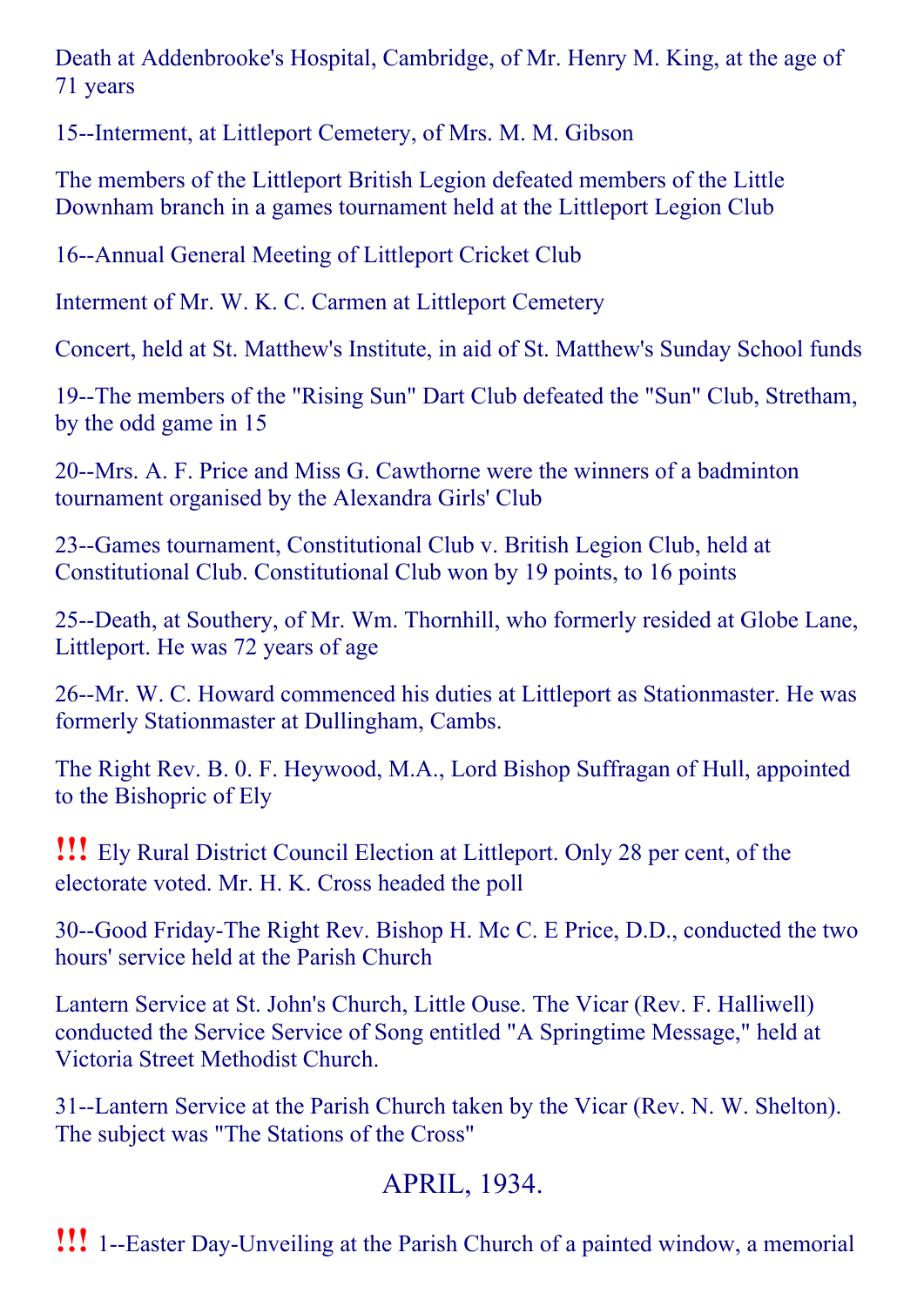Death at Addenbrooke's Hospital, Cambridge, of Mr. Henry M. King, at the age of 71 years

15--Interment, at Littleport Cemetery, of Mrs. M. M. Gibson

The members of the Littleport British Legion defeated members of the Little Downham branch in a games tournament held at the Littleport Legion Club

16--Annual General Meeting of Littleport Cricket Club

Interment of Mr. W. K. C. Carmen at Littleport Cemetery

Concert, held at St. Matthew's Institute, in aid of St. Matthew's Sunday School funds

19--The members of the "Rising Sun" Dart Club defeated the "Sun" Club, Stretham, by the odd game in 15

20--Mrs. A. F. Price and Miss G. Cawthorne were the winners of a badminton tournament organised by the Alexandra Girls' Club

23--Games tournament, Constitutional Club v. British Legion Club, held at Constitutional Club. Constitutional Club won by 19 points, to 16 points

25--Death, at Southery, of Mr. Wm. Thornhill, who formerly resided at Globe Lane, Littleport. He was 72 years of age

26--Mr. W. C. Howard commenced his duties at Littleport as Stationmaster. He was formerly Stationmaster at Dullingham, Cambs.

The Right Rev. B. 0. F. Heywood, M.A., Lord Bishop Suffragan of Hull, appointed to the Bishopric of Ely

!!! Ely Rural District Council Election at Littleport. Only 28 per cent, of the electorate voted. Mr. H. K. Cross headed the poll

30--Good Friday-The Right Rev. Bishop H. Mc C. E Price, D.D., conducted the two hours' service held at the Parish Church

Lantern Service at St. John's Church, Little Ouse. The Vicar (Rev. F. Halliwell) conducted the Service Service of Song entitled "A Springtime Message," held at Victoria Street Methodist Church.

31--Lantern Service at the Parish Church taken by the Vicar (Rev. N. W. Shelton). The subject was "The Stations of the Cross"

## APRIL, 1934.

!!! 1--Easter Day-Unveiling at the Parish Church of a painted window, a memorial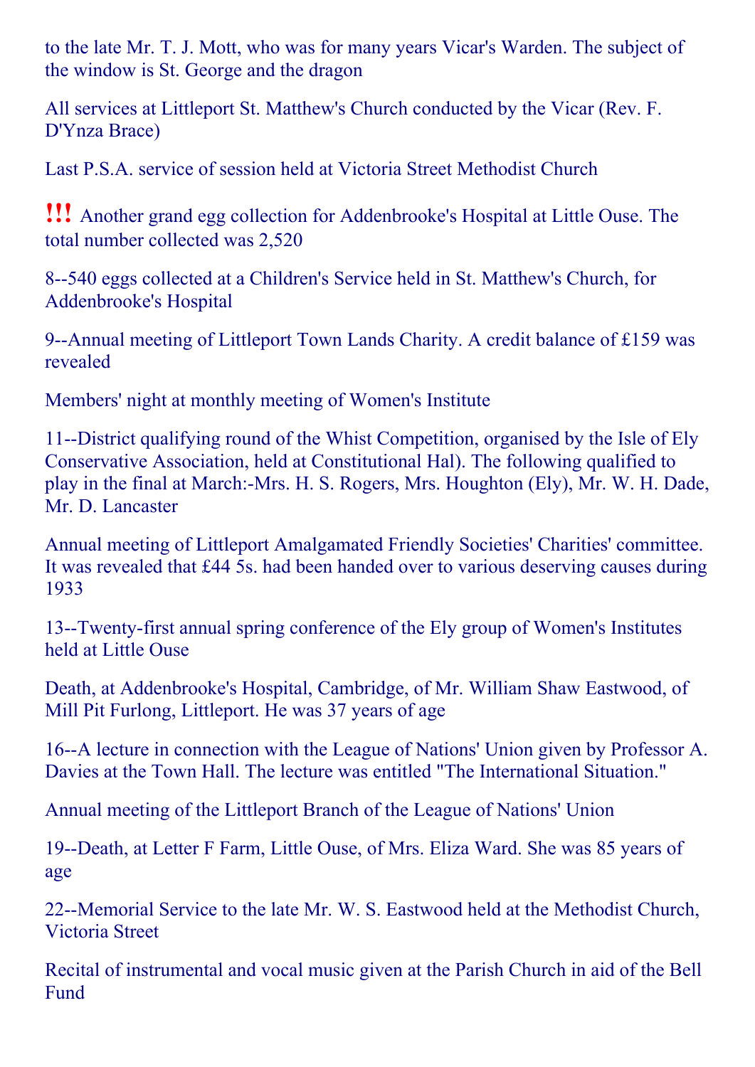to the late Mr. T. J. Mott, who was for many years Vicar's Warden. The subject of the window is St. George and the dragon

All services at Littleport St. Matthew's Church conducted by the Vicar (Rev. F. D'Ynza Brace)

Last P.S.A. service of session held at Victoria Street Methodist Church

!!! Another grand egg collection for Addenbrooke's Hospital at Little Ouse. The total number collected was 2,520

8--540 eggs collected at a Children's Service held in St. Matthew's Church, for Addenbrooke's Hospital

9--Annual meeting of Littleport Town Lands Charity. A credit balance of £159 was revealed

Members' night at monthly meeting of Women's Institute

11--District qualifying round of the Whist Competition, organised by the Isle of Ely Conservative Association, held at Constitutional Hal). The following qualified to play in the final at March:-Mrs. H. S. Rogers, Mrs. Houghton (Ely), Mr. W. H. Dade, Mr. D. Lancaster

Annual meeting of Littleport Amalgamated Friendly Societies' Charities' committee. It was revealed that £44 5s. had been handed over to various deserving causes during 1933

13--Twenty-first annual spring conference of the Ely group of Women's Institutes held at Little Ouse

Death, at Addenbrooke's Hospital, Cambridge, of Mr. William Shaw Eastwood, of Mill Pit Furlong, Littleport. He was 37 years of age

16--A lecture in connection with the League of Nations' Union given by Professor A. Davies at the Town Hall. The lecture was entitled "The International Situation."

Annual meeting of the Littleport Branch of the League of Nations' Union

19--Death, at Letter F Farm, Little Ouse, of Mrs. Eliza Ward. She was 85 years of age

22--Memorial Service to the late Mr. W. S. Eastwood held at the Methodist Church, Victoria Street

Recital of instrumental and vocal music given at the Parish Church in aid of the Bell Fund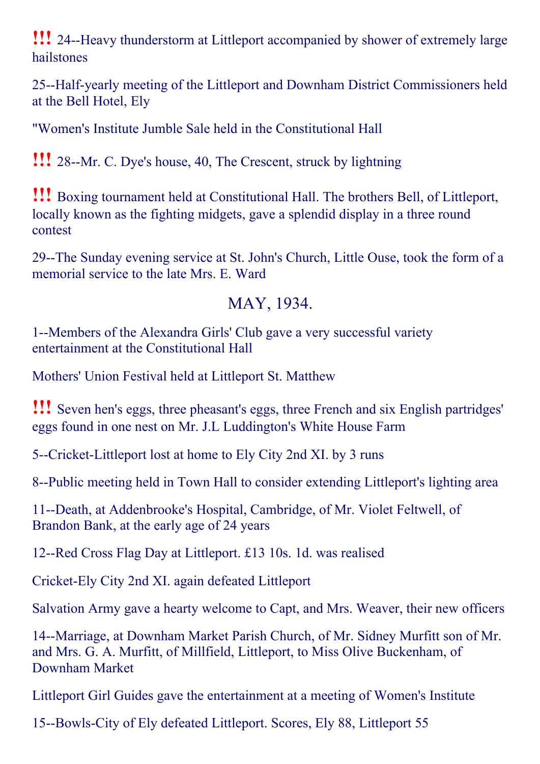**!!!** 24--Heavy thunderstorm at Littleport accompanied by shower of extremely large hailstones

25--Half-yearly meeting of the Littleport and Downham District Commissioners held at the Bell Hotel, Ely

"Women's Institute Jumble Sale held in the Constitutional Hall

**!!!** 28--Mr. C. Dye's house, 40, The Crescent, struck by lightning

**!!!** Boxing tournament held at Constitutional Hall. The brothers Bell, of Littleport, locally known as the fighting midgets, gave a splendid display in a three round contest

29--The Sunday evening service at St. John's Church, Little Ouse, took the form of a memorial service to the late Mrs. E. Ward

## MAY, 1934.

1--Members of the Alexandra Girls' Club gave a very successful variety entertainment at the Constitutional Hall

Mothers' Union Festival held at Littleport St. Matthew

**!!!** Seven hen's eggs, three pheasant's eggs, three French and six English partridges' eggs found in one nest on Mr. J.L Luddington's White House Farm

5--Cricket-Littleport lost at home to Ely City 2nd XI. by 3 runs

8--Public meeting held in Town Hall to consider extending Littleport's lighting area

11--Death, at Addenbrooke's Hospital, Cambridge, of Mr. Violet Feltwell, of Brandon Bank, at the early age of 24 years

12--Red Cross Flag Day at Littleport. £13 10s. 1d. was realised

Cricket-Ely City 2nd XI. again defeated Littleport

Salvation Army gave a hearty welcome to Capt, and Mrs. Weaver, their new officers

14--Marriage, at Downham Market Parish Church, of Mr. Sidney Murfitt son of Mr. and Mrs. G. A. Murfitt, of Millfield, Littleport, to Miss Olive Buckenham, of Downham Market

Littleport Girl Guides gave the entertainment at a meeting of Women's Institute

15--Bowls-City of Ely defeated Littleport. Scores, Ely 88, Littleport 55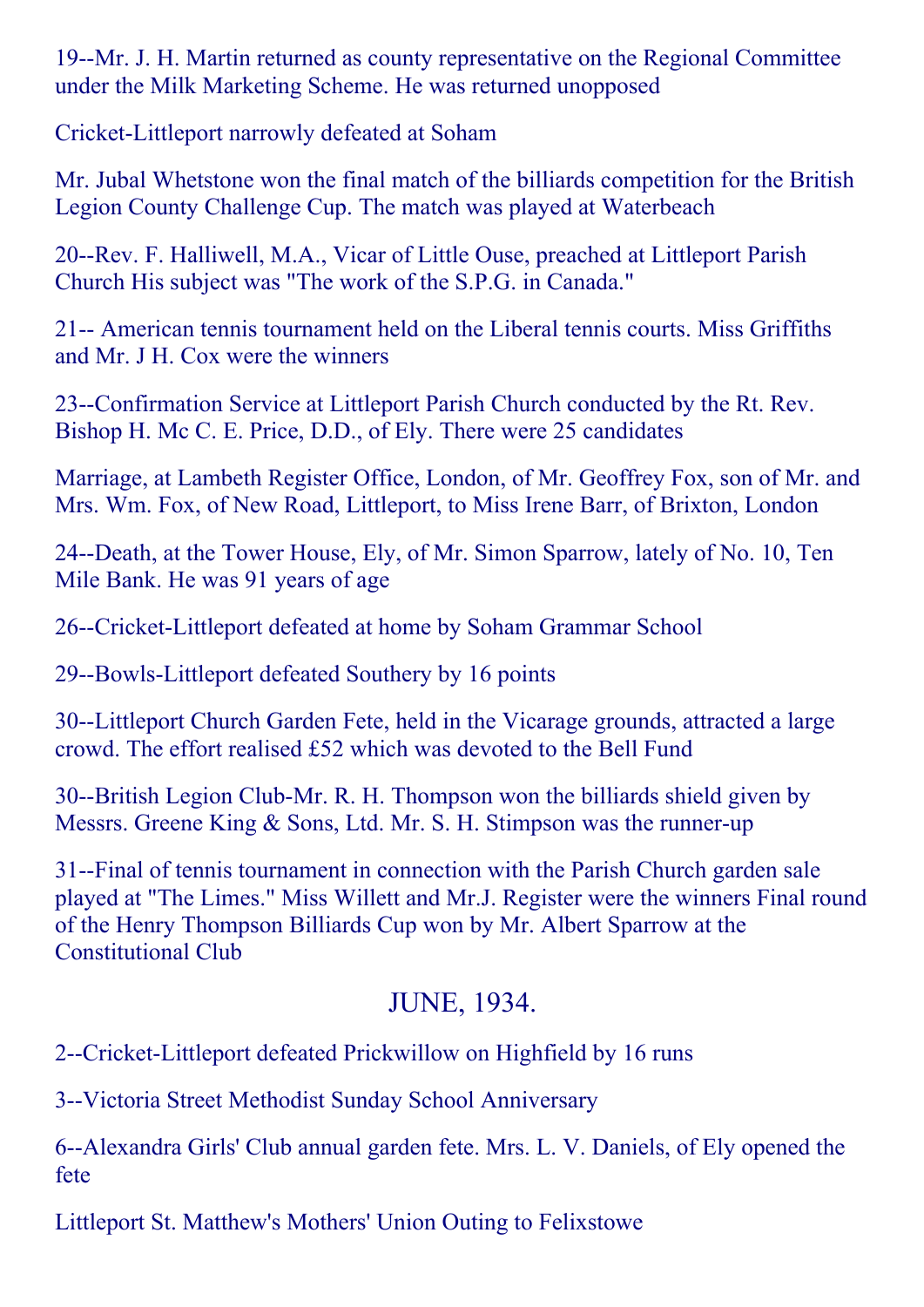19--Mr. J. H. Martin returned as county representative on the Regional Committee under the Milk Marketing Scheme. He was returned unopposed

Cricket-Littleport narrowly defeated at Soham

Mr. Jubal Whetstone won the final match of the billiards competition for the British Legion County Challenge Cup. The match was played at Waterbeach

20--Rev. F. Halliwell, M.A., Vicar of Little Ouse, preached at Littleport Parish Church His subject was "The work of the S.P.G. in Canada."

21-- American tennis tournament held on the Liberal tennis courts. Miss Griffiths and Mr. J H. Cox were the winners

23--Confirmation Service at Littleport Parish Church conducted by the Rt. Rev. Bishop H. Mc C. E. Price, D.D., of Ely. There were 25 candidates

Marriage, at Lambeth Register Office, London, of Mr. Geoffrey Fox, son of Mr. and Mrs. Wm. Fox, of New Road, Littleport, to Miss Irene Barr, of Brixton, London

24--Death, at the Tower House, Ely, of Mr. Simon Sparrow, lately of No. 10, Ten Mile Bank. He was 91 years of age

26--Cricket-Littleport defeated at home by Soham Grammar School

29--Bowls-Littleport defeated Southery by 16 points

30--Littleport Church Garden Fete, held in the Vicarage grounds, attracted a large crowd. The effort realised £52 which was devoted to the Bell Fund

30--British Legion Club-Mr. R. H. Thompson won the billiards shield given by Messrs. Greene King & Sons, Ltd. Mr. S. H. Stimpson was the runner-up

31--Final of tennis tournament in connection with the Parish Church garden sale played at "The Limes." Miss Willett and Mr.J. Register were the winners Final round of the Henry Thompson Billiards Cup won by Mr. Albert Sparrow at the Constitutional Club

## JUNE, 1934.

2--Cricket-Littleport defeated Prickwillow on Highfield by 16 runs

3--Victoria Street Methodist Sunday School Anniversary

6--Alexandra Girls' Club annual garden fete. Mrs. L. V. Daniels, of Ely opened the fete

Littleport St. Matthew's Mothers' Union Outing to Felixstowe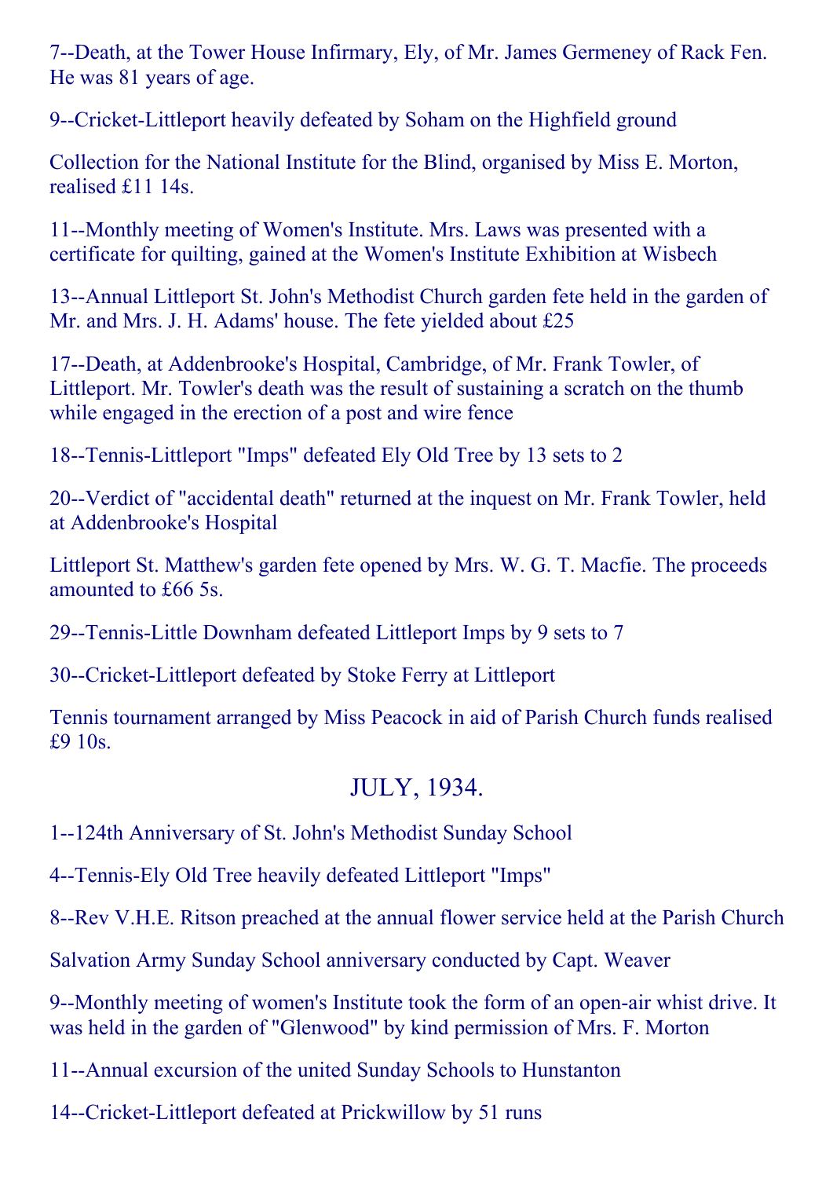7--Death, at the Tower House Infirmary, Ely, of Mr. James Germeney of Rack Fen. He was 81 years of age.

9--Cricket-Littleport heavily defeated by Soham on the Highfield ground

Collection for the National Institute for the Blind, organised by Miss E. Morton, realised £11 14s.

11--Monthly meeting of Women's Institute. Mrs. Laws was presented with a certificate for quilting, gained at the Women's Institute Exhibition at Wisbech

13--Annual Littleport St. John's Methodist Church garden fete held in the garden of Mr. and Mrs. J. H. Adams' house. The fete yielded about £25

17--Death, at Addenbrooke's Hospital, Cambridge, of Mr. Frank Towler, of Littleport. Mr. Towler's death was the result of sustaining a scratch on the thumb while engaged in the erection of a post and wire fence

18--Tennis-Littleport "Imps" defeated Ely Old Tree by 13 sets to 2

20--Verdict of "accidental death" returned at the inquest on Mr. Frank Towler, held at Addenbrooke's Hospital

Littleport St. Matthew's garden fete opened by Mrs. W. G. T. Macfie. The proceeds amounted to £66 5s.

29--Tennis-Little Downham defeated Littleport Imps by 9 sets to 7

30--Cricket-Littleport defeated by Stoke Ferry at Littleport

Tennis tournament arranged by Miss Peacock in aid of Parish Church funds realised £9 10s.

## JULY, 1934.

1--124th Anniversary of St. John's Methodist Sunday School

4--Tennis-Ely Old Tree heavily defeated Littleport "Imps"

8--Rev V.H.E. Ritson preached at the annual flower service held at the Parish Church

Salvation Army Sunday School anniversary conducted by Capt. Weaver

9--Monthly meeting of women's Institute took the form of an open-air whist drive. It was held in the garden of "Glenwood" by kind permission of Mrs. F. Morton

11--Annual excursion of the united Sunday Schools to Hunstanton

14--Cricket-Littleport defeated at Prickwillow by 51 runs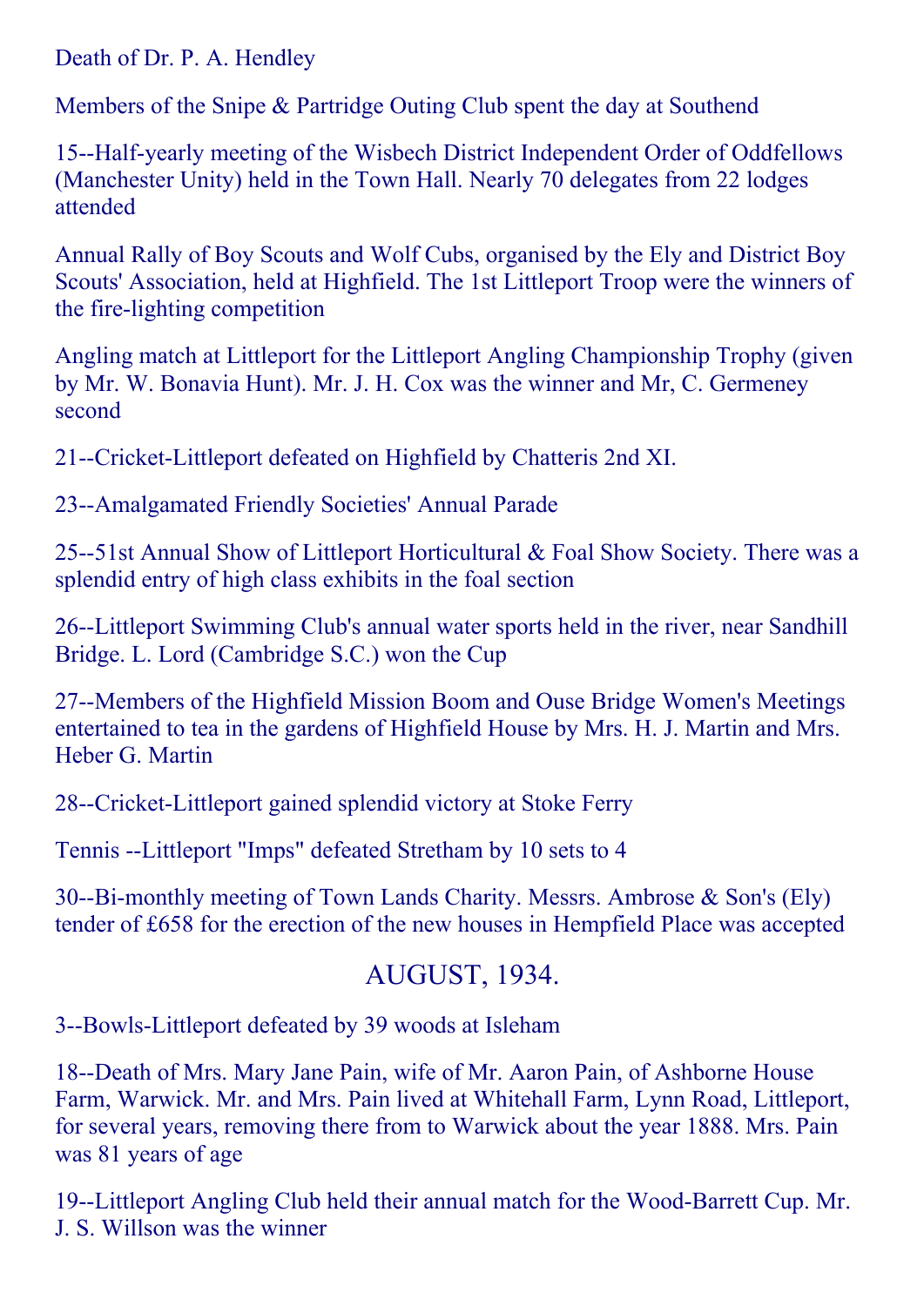Death of Dr. P. A. Hendley

Members of the Snipe & Partridge Outing Club spent the day at Southend

15--Half-yearly meeting of the Wisbech District Independent Order of Oddfellows (Manchester Unity) held in the Town Hall. Nearly 70 delegates from 22 lodges attended

Annual Rally of Boy Scouts and Wolf Cubs, organised by the Ely and District Boy Scouts' Association, held at Highfield. The 1st Littleport Troop were the winners of the fire-lighting competition

Angling match at Littleport for the Littleport Angling Championship Trophy (given by Mr. W. Bonavia Hunt). Mr. J. H. Cox was the winner and Mr, C. Germeney second

21--Cricket-Littleport defeated on Highfield by Chatteris 2nd XI.

23--Amalgamated Friendly Societies' Annual Parade

25--51st Annual Show of Littleport Horticultural & Foal Show Society. There was a splendid entry of high class exhibits in the foal section

26--Littleport Swimming Club's annual water sports held in the river, near Sandhill Bridge. L. Lord (Cambridge S.C.) won the Cup

27--Members of the Highfield Mission Boom and Ouse Bridge Women's Meetings entertained to tea in the gardens of Highfield House by Mrs. H. J. Martin and Mrs. Heber G. Martin

28--Cricket-Littleport gained splendid victory at Stoke Ferry

Tennis --Littleport "Imps" defeated Stretham by 10 sets to 4

30--Bi-monthly meeting of Town Lands Charity. Messrs. Ambrose & Son's (Ely) tender of £658 for the erection of the new houses in Hempfield Place was accepted

## AUGUST, 1934.

3--Bowls-Littleport defeated by 39 woods at Isleham

18--Death of Mrs. Mary Jane Pain, wife of Mr. Aaron Pain, of Ashborne House Farm, Warwick. Mr. and Mrs. Pain lived at Whitehall Farm, Lynn Road, Littleport, for several years, removing there from to Warwick about the year 1888. Mrs. Pain was 81 years of age

19--Littleport Angling Club held their annual match for the Wood-Barrett Cup. Mr. J. S. Willson was the winner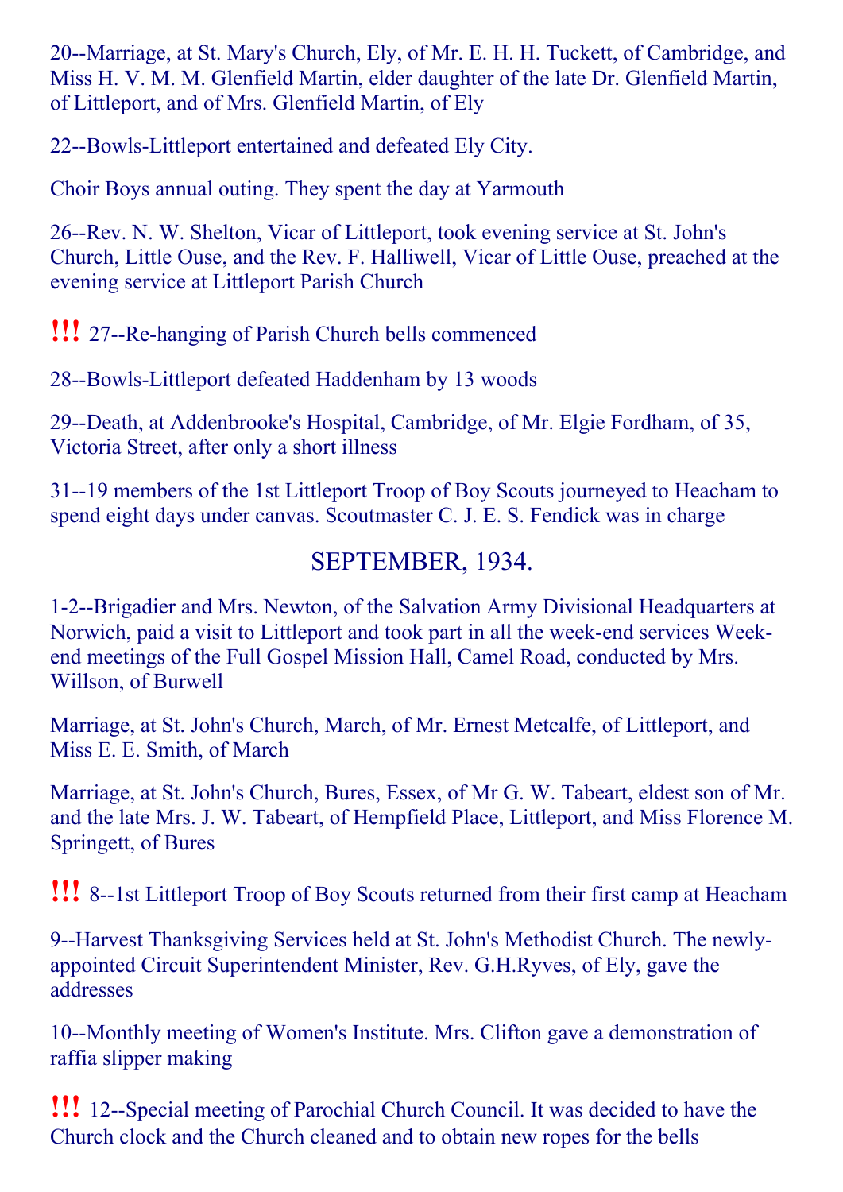20--Marriage, at St. Mary's Church, Ely, of Mr. E. H. H. Tuckett, of Cambridge, and Miss H. V. M. M. Glenfield Martin, elder daughter of the late Dr. Glenfield Martin, of Littleport, and of Mrs. Glenfield Martin, of Ely

22--Bowls-Littleport entertained and defeated Ely City.

Choir Boys annual outing. They spent the day at Yarmouth

26--Rev. N. W. Shelton, Vicar of Littleport, took evening service at St. John's Church, Little Ouse, and the Rev. F. Halliwell, Vicar of Little Ouse, preached at the evening service at Littleport Parish Church

!!! 27--Re-hanging of Parish Church bells commenced

28--Bowls-Littleport defeated Haddenham by 13 woods

29--Death, at Addenbrooke's Hospital, Cambridge, of Mr. Elgie Fordham, of 35, Victoria Street, after only a short illness

31--19 members of the 1st Littleport Troop of Boy Scouts journeyed to Heacham to spend eight days under canvas. Scoutmaster C. J. E. S. Fendick was in charge

## SEPTEMBER, 1934.

1-2--Brigadier and Mrs. Newton, of the Salvation Army Divisional Headquarters at Norwich, paid a visit to Littleport and took part in all the week-end services Week-end meetings of the Full Gospel Mission Hall, Camel Road, conducted by Mrs. Willson, of Burwell

Marriage, at St. John's Church, March, of Mr. Ernest Metcalfe, of Littleport, and Miss E. E. Smith, of March

Marriage, at St. John's Church, Bures, Essex, of Mr G. W. Tabeart, eldest son of Mr. and the late Mrs. J. W. Tabeart, of Hempfield Place, Littleport, and Miss Florence M. Springett, of Bures

!!! 8--1st Littleport Troop of Boy Scouts returned from their first camp at Heacham

9--Harvest Thanksgiving Services held at St. John's Methodist Church. The newly-appointed Circuit Superintendent Minister, Rev. G.H.Ryves, of Ely, gave the addresses

10--Monthly meeting of Women's Institute. Mrs. Clifton gave a demonstration of raffia slipper making

!!! 12--Special meeting of Parochial Church Council. It was decided to have the Church clock and the Church cleaned and to obtain new ropes for the bells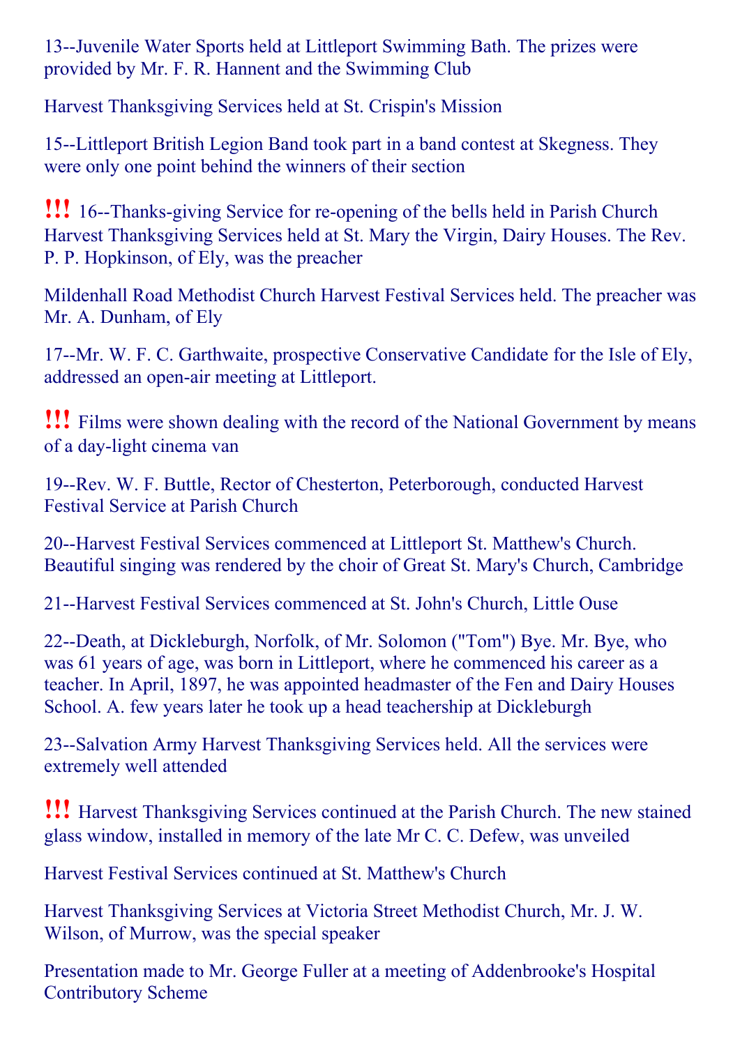13--Juvenile Water Sports held at Littleport Swimming Bath. The prizes were provided by Mr. F. R. Hannent and the Swimming Club

Harvest Thanksgiving Services held at St. Crispin's Mission

15--Littleport British Legion Band took part in a band contest at Skegness. They were only one point behind the winners of their section

!!! 16--Thanks-giving Service for re-opening of the bells held in Parish Church
Harvest Thanksgiving Services held at St. Mary the Virgin, Dairy Houses. The Rev. P. P. Hopkinson, of Ely, was the preacher

Mildenhall Road Methodist Church Harvest Festival Services held. The preacher was Mr. A. Dunham, of Ely

17--Mr. W. F. C. Garthwaite, prospective Conservative Candidate for the Isle of Ely, addressed an open-air meeting at Littleport.

!!! Films were shown dealing with the record of the National Government by means of a day-light cinema van

19--Rev. W. F. Buttle, Rector of Chesterton, Peterborough, conducted Harvest Festival Service at Parish Church

20--Harvest Festival Services commenced at Littleport St. Matthew's Church. Beautiful singing was rendered by the choir of Great St. Mary's Church, Cambridge

21--Harvest Festival Services commenced at St. John's Church, Little Ouse

22--Death, at Dickleburgh, Norfolk, of Mr. Solomon ("Tom") Bye. Mr. Bye, who was 61 years of age, was born in Littleport, where he commenced his career as a teacher. In April, 1897, he was appointed headmaster of the Fen and Dairy Houses School. A. few years later he took up a head teachership at Dickleburgh

23--Salvation Army Harvest Thanksgiving Services held. All the services were extremely well attended

!!! Harvest Thanksgiving Services continued at the Parish Church. The new stained glass window, installed in memory of the late Mr C. C. Defew, was unveiled

Harvest Festival Services continued at St. Matthew's Church

Harvest Thanksgiving Services at Victoria Street Methodist Church, Mr. J. W. Wilson, of Murrow, was the special speaker

Presentation made to Mr. George Fuller at a meeting of Addenbrooke's Hospital Contributory Scheme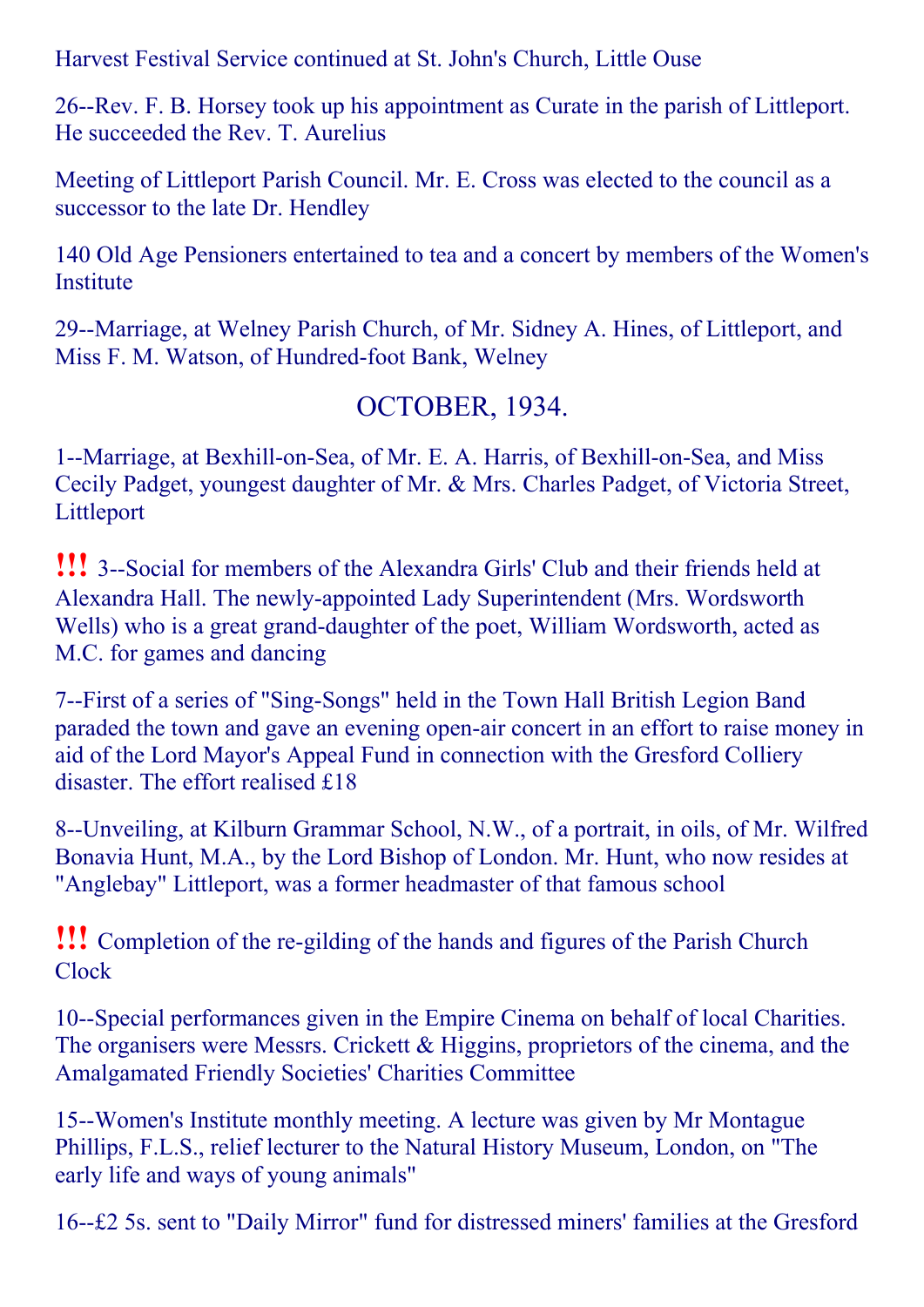Harvest Festival Service continued at St. John's Church, Little Ouse

26--Rev. F. B. Horsey took up his appointment as Curate in the parish of Littleport. He succeeded the Rev. T. Aurelius

Meeting of Littleport Parish Council. Mr. E. Cross was elected to the council as a successor to the late Dr. Hendley

140 Old Age Pensioners entertained to tea and a concert by members of the Women's Institute

29--Marriage, at Welney Parish Church, of Mr. Sidney A. Hines, of Littleport, and Miss F. M. Watson, of Hundred-foot Bank, Welney

## OCTOBER, 1934.

1--Marriage, at Bexhill-on-Sea, of Mr. E. A. Harris, of Bexhill-on-Sea, and Miss Cecily Padget, youngest daughter of Mr. & Mrs. Charles Padget, of Victoria Street, Littleport

**!!!** 3--Social for members of the Alexandra Girls' Club and their friends held at Alexandra Hall. The newly-appointed Lady Superintendent (Mrs. Wordsworth Wells) who is a great grand-daughter of the poet, William Wordsworth, acted as M.C. for games and dancing

7--First of a series of "Sing-Songs" held in the Town Hall British Legion Band paraded the town and gave an evening open-air concert in an effort to raise money in aid of the Lord Mayor's Appeal Fund in connection with the Gresford Colliery disaster. The effort realised £18

8--Unveiling, at Kilburn Grammar School, N.W., of a portrait, in oils, of Mr. Wilfred Bonavia Hunt, M.A., by the Lord Bishop of London. Mr. Hunt, who now resides at "Anglebay" Littleport, was a former headmaster of that famous school

**!!!** Completion of the re-gilding of the hands and figures of the Parish Church Clock

10--Special performances given in the Empire Cinema on behalf of local Charities. The organisers were Messrs. Crickett & Higgins, proprietors of the cinema, and the Amalgamated Friendly Societies' Charities Committee

15--Women's Institute monthly meeting. A lecture was given by Mr Montague Phillips, F.L.S., relief lecturer to the Natural History Museum, London, on "The early life and ways of young animals"

16--£2 5s. sent to "Daily Mirror" fund for distressed miners' families at the Gresford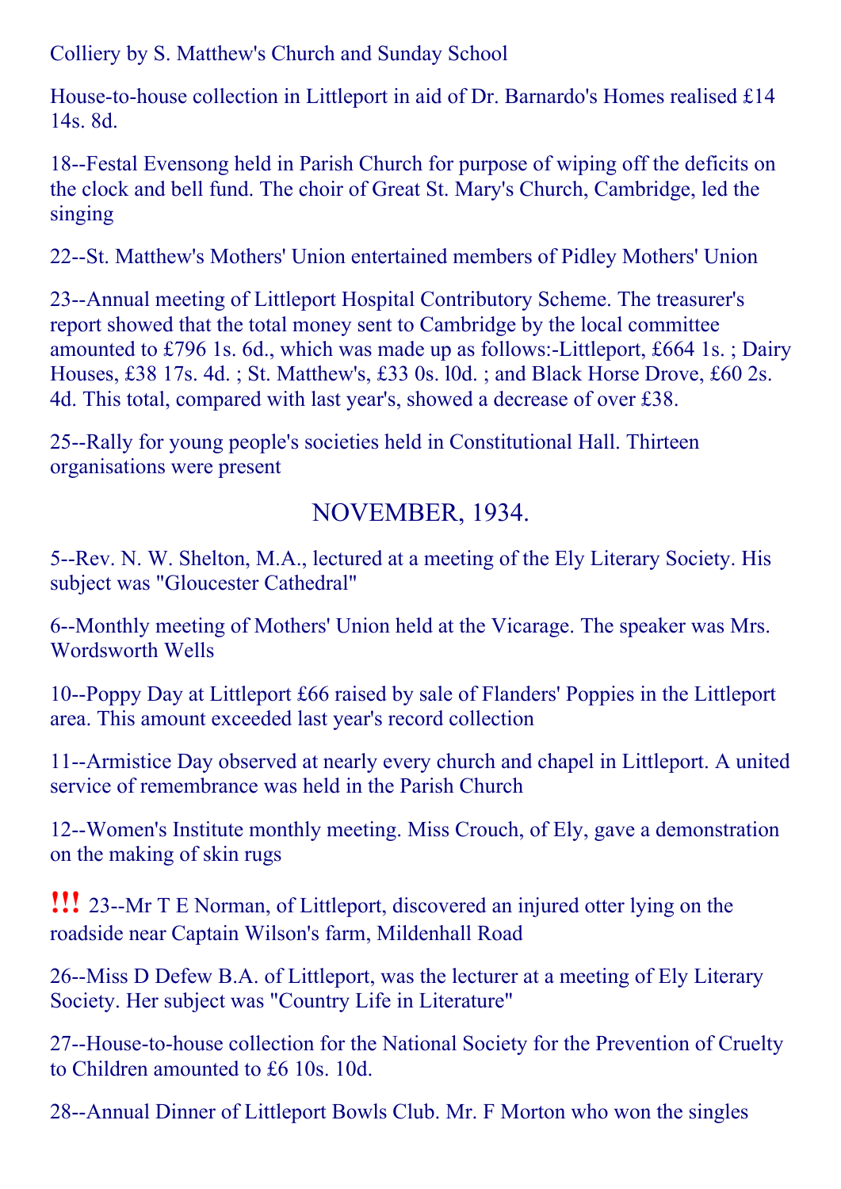Colliery by S. Matthew's Church and Sunday School

House-to-house collection in Littleport in aid of Dr. Barnardo's Homes realised £14 14s. 8d.

18--Festal Evensong held in Parish Church for purpose of wiping off the deficits on the clock and bell fund. The choir of Great St. Mary's Church, Cambridge, led the singing

22--St. Matthew's Mothers' Union entertained members of Pidley Mothers' Union

23--Annual meeting of Littleport Hospital Contributory Scheme. The treasurer's report showed that the total money sent to Cambridge by the local committee amounted to £796 1s. 6d., which was made up as follows:-Littleport, £664 1s. ; Dairy Houses, £38 17s. 4d. ; St. Matthew's, £33 0s. l0d. ; and Black Horse Drove, £60 2s. 4d. This total, compared with last year's, showed a decrease of over £38.

25--Rally for young people's societies held in Constitutional Hall. Thirteen organisations were present

## NOVEMBER, 1934.

5--Rev. N. W. Shelton, M.A., lectured at a meeting of the Ely Literary Society. His subject was "Gloucester Cathedral"

6--Monthly meeting of Mothers' Union held at the Vicarage. The speaker was Mrs. Wordsworth Wells

10--Poppy Day at Littleport £66 raised by sale of Flanders' Poppies in the Littleport area. This amount exceeded last year's record collection

11--Armistice Day observed at nearly every church and chapel in Littleport. A united service of remembrance was held in the Parish Church

12--Women's Institute monthly meeting. Miss Crouch, of Ely, gave a demonstration on the making of skin rugs

**!!!** 23--Mr T E Norman, of Littleport, discovered an injured otter lying on the roadside near Captain Wilson's farm, Mildenhall Road

26--Miss D Defew B.A. of Littleport, was the lecturer at a meeting of Ely Literary Society. Her subject was "Country Life in Literature"

27--House-to-house collection for the National Society for the Prevention of Cruelty to Children amounted to £6 10s. 10d.

28--Annual Dinner of Littleport Bowls Club. Mr. F Morton who won the singles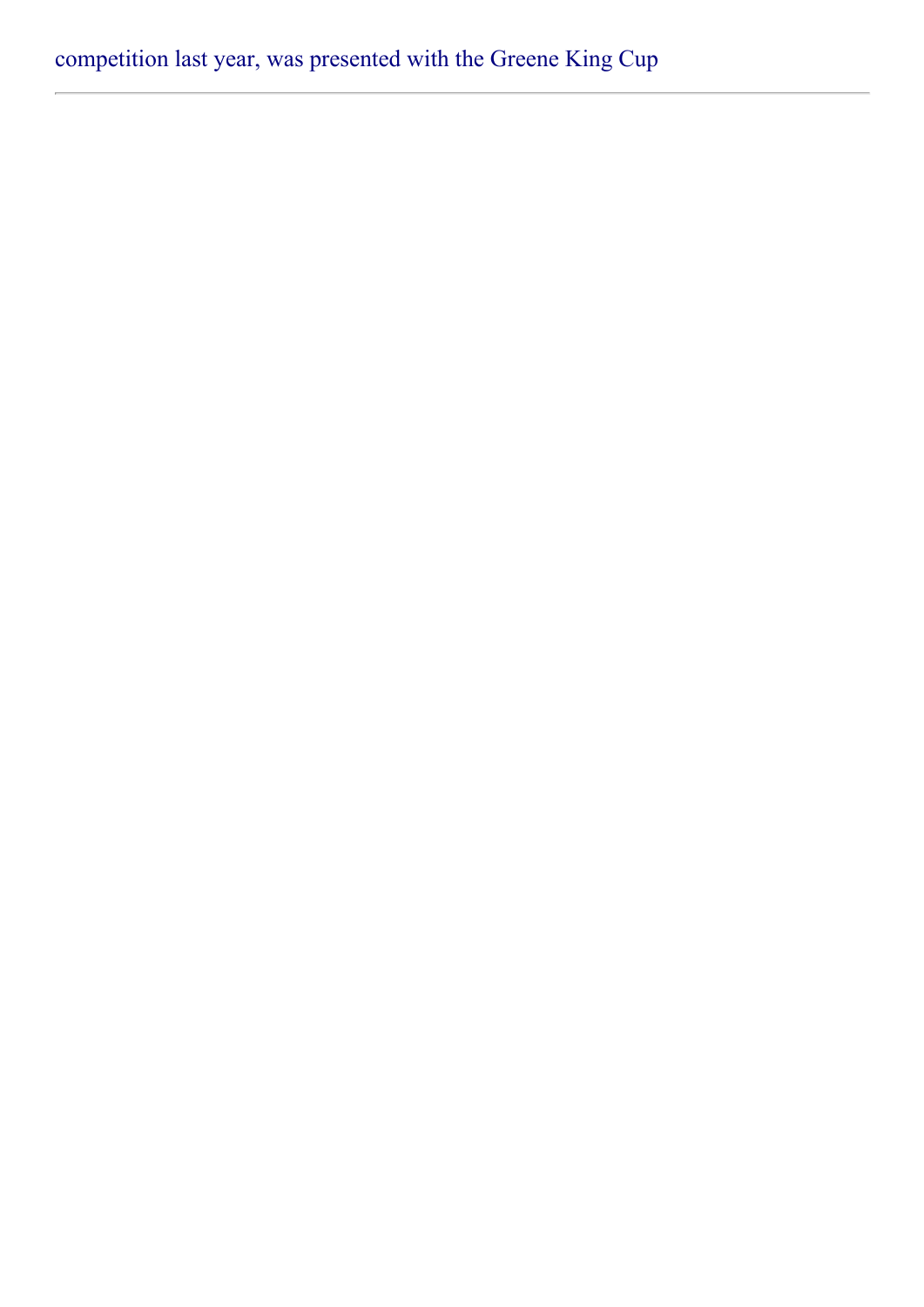competition last year, was presented with the Greene King Cup

---